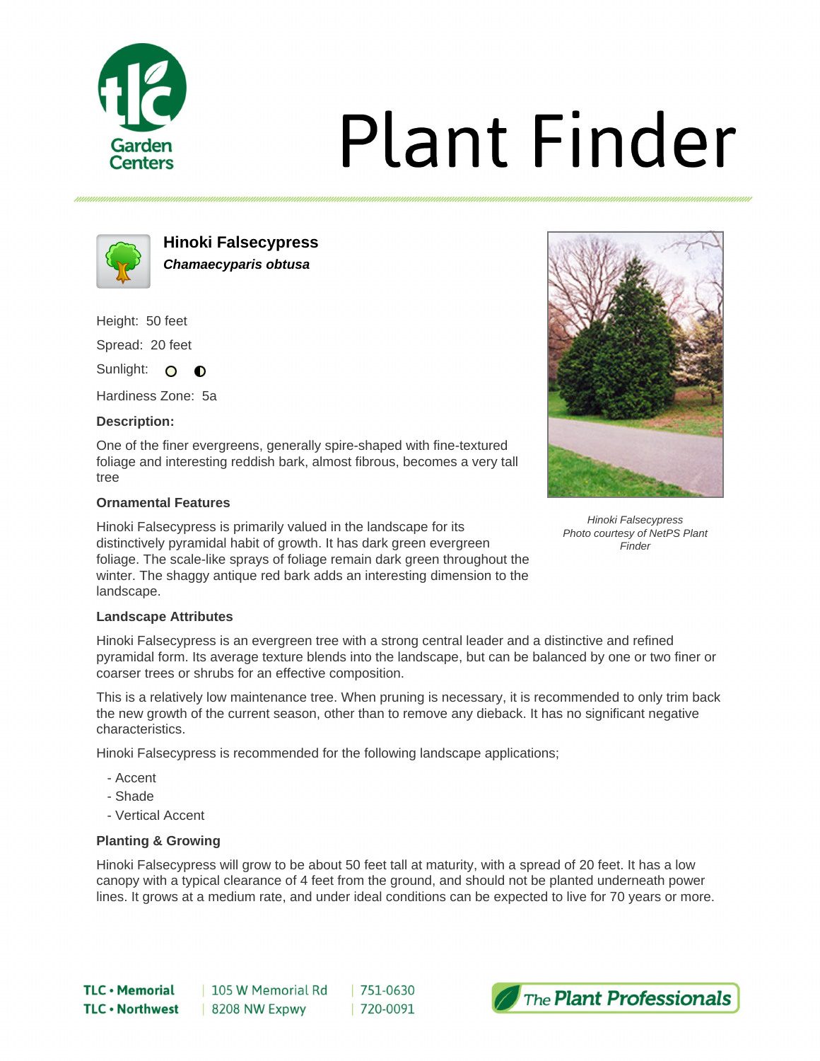# Plant Finder

## Hinoki Falsecypress

***Chamaecyparis obtusa***

Height: 50 feet

Spread: 20 feet

Sunlight:

Hardiness Zone: 5a

**Description:**

One of the finer evergreens, generally spire-shaped with fine-textured foliage and interesting reddish bark, almost fibrous, becomes a very tall tree

*Hinoki Falsecypress*
*Photo courtesy of NetPS Plant Finder*

### Ornamental Features

Hinoki Falsecypress is primarily valued in the landscape for its distinctively pyramidal habit of growth. It has dark green evergreen foliage. The scale-like sprays of foliage remain dark green throughout the winter. The shaggy antique red bark adds an interesting dimension to the landscape.

### Landscape Attributes

Hinoki Falsecypress is an evergreen tree with a strong central leader and a distinctive and refined pyramidal form. Its average texture blends into the landscape, but can be balanced by one or two finer or coarser trees or shrubs for an effective composition.

This is a relatively low maintenance tree. When pruning is necessary, it is recommended to only trim back the new growth of the current season, other than to remove any dieback. It has no significant negative characteristics.

Hinoki Falsecypress is recommended for the following landscape applications;

- Accent
- Shade
- Vertical Accent

### Planting & Growing

Hinoki Falsecypress will grow to be about 50 feet tall at maturity, with a spread of 20 feet. It has a low canopy with a typical clearance of 4 feet from the ground, and should not be planted underneath power lines. It grows at a medium rate, and under ideal conditions can be expected to live for 70 years or more.

| | | |
|---|---|---|
| **TLC • Memorial** | 105 W Memorial Rd | 751-0630 |
| **TLC • Northwest** | 8208 NW Expwy | 720-0091 |

*The* ***Plant Professionals***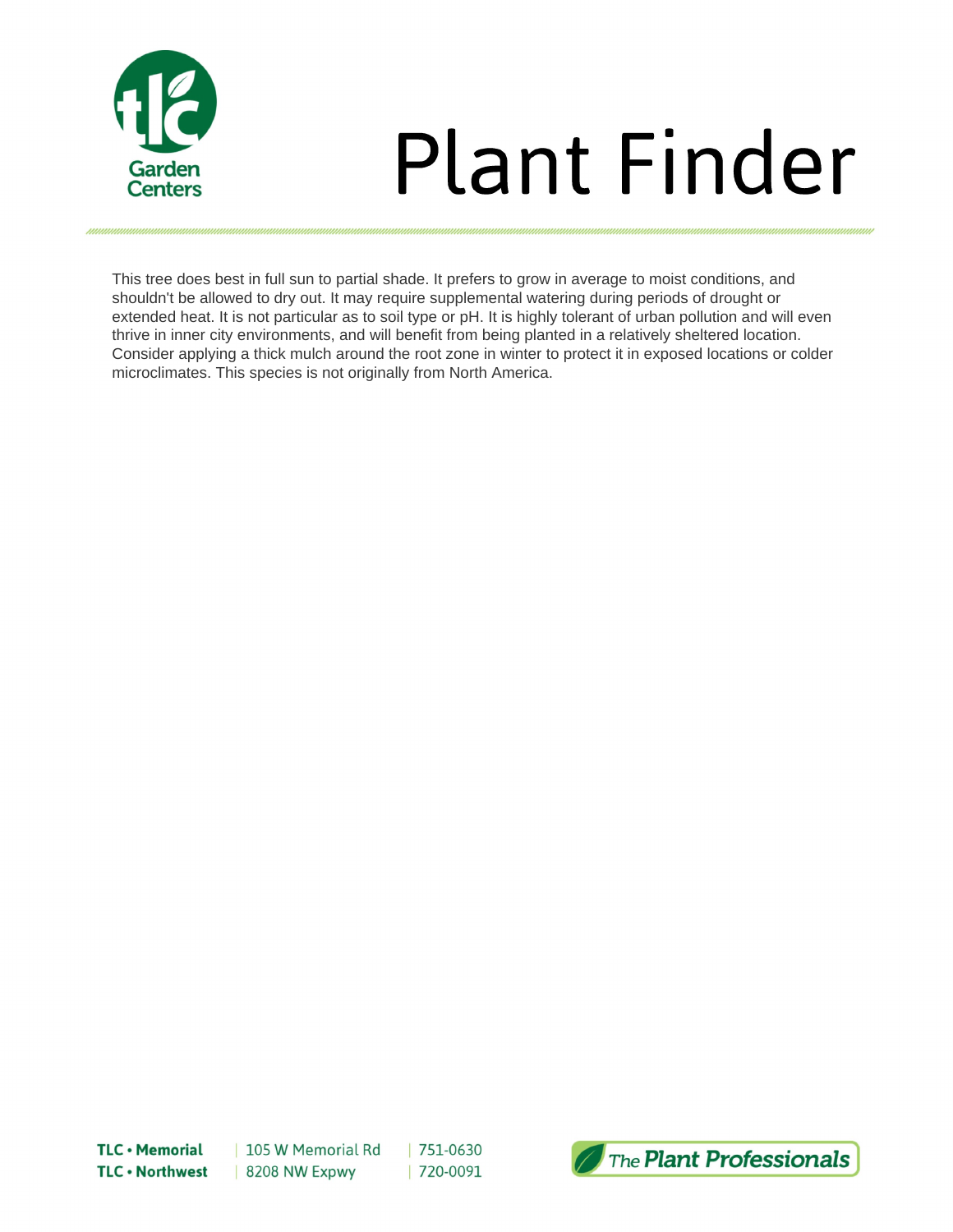This tree does best in full sun to partial shade. It prefers to grow in average to moist conditions, and shouldn't be allowed to dry out. It may require supplemental watering during periods of drought or extended heat. It is not particular as to soil type or pH. It is highly tolerant of urban pollution and will even thrive in inner city environments, and will benefit from being planted in a relatively sheltered location. Consider applying a thick mulch around the root zone in winter to protect it in exposed locations or colder microclimates. This species is not originally from North America.